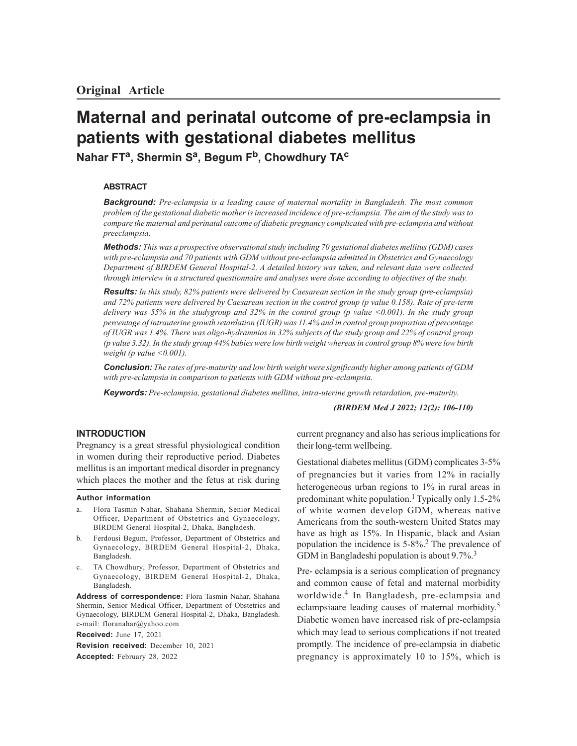**Original Article**

# Maternal and perinatal outcome of pre-eclampsia in patients with gestational diabetes mellitus

**Nahar FT[a], Shermin S[a], Begum F[b], Chowdhury TA[c]**

### ABSTRACT

***Background:*** *Pre-eclampsia is a leading cause of maternal mortality in Bangladesh. The most common problem of the gestational diabetic mother is increased incidence of pre-eclampsia. The aim of the study was to compare the maternal and perinatal outcome of diabetic pregnancy complicated with pre-eclampsia and without preeclampsia.*

***Methods:*** *This was a prospective observational study including 70 gestational diabetes mellitus (GDM) cases with pre-eclampsia and 70 patients with GDM without pre-eclampsia admitted in Obstetrics and Gynaecology Department of BIRDEM General Hospital-2. A detailed history was taken, and relevant data were collected through interview in a structured questionnaire and analyses were done according to objectives of the study.*

***Results:*** *In this study, 82% patients were delivered by Caesarean section in the study group (pre-eclampsia) and 72% patients were delivered by Caesarean section in the control group (p value 0.158). Rate of pre-term delivery was 55% in the studygroup and 32% in the control group (p value <0.001). In the study group percentage of intrauterine growth retardation (IUGR) was 11.4% and in control group proportion of percentage of IUGR was 1.4%. There was oligo-hydramnios in 32% subjects of the study group and 22% of control group (p value 3.32). In the study group 44% babies were low birth weight whereas in control group 8% were low birth weight (p value <0.001).*

***Conclusion:*** *The rates of pre-maturity and low birth weight were significantly higher among patients of GDM with pre-eclampsia in comparison to patients with GDM without pre-eclampsia.*

***Keywords:*** *Pre-eclampsia, gestational diabetes mellitus, intra-uterine growth retardation, pre-maturity.*

***(BIRDEM Med J 2022; 12(2): 106-110)***

## INTRODUCTION

Pregnancy is a great stressful physiological condition in women during their reproductive period. Diabetes mellitus is an important medical disorder in pregnancy which places the mother and the fetus at risk during current pregnancy and also has serious implications for their long-term wellbeing.

Gestational diabetes mellitus (GDM) complicates 3-5% of pregnancies but it varies from 12% in racially heterogeneous urban regions to 1% in rural areas in predominant white population.[1] Typically only 1.5-2% of white women develop GDM, whereas native Americans from the south-western United States may have as high as 15%. In Hispanic, black and Asian population the incidence is 5-8%.[2] The prevalence of GDM in Bangladeshi population is about 9.7%.[3]

Pre- eclampsia is a serious complication of pregnancy and common cause of fetal and maternal morbidity worldwide.[4] In Bangladesh, pre-eclampsia and eclampsiaare leading causes of maternal morbidity.[5] Diabetic women have increased risk of pre-eclampsia which may lead to serious complications if not treated promptly. The incidence of pre-eclampsia in diabetic pregnancy is approximately 10 to 15%, which is

**Author information**

a. Flora Tasmin Nahar, Shahana Shermin, Senior Medical Officer, Department of Obstetrics and Gynaecology, BIRDEM General Hospital-2, Dhaka, Bangladesh.

b. Ferdousi Begum, Professor, Department of Obstetrics and Gynaecology, BIRDEM General Hospital-2, Dhaka, Bangladesh.

c. TA Chowdhury, Professor, Department of Obstetrics and Gynaecology, BIRDEM General Hospital-2, Dhaka, Bangladesh.

**Address of correspondence:** Flora Tasmin Nahar, Shahana Shermin, Senior Medical Officer, Department of Obstetrics and Gynaecology, BIRDEM General Hospital-2, Dhaka, Bangladesh. e-mail: floranahar@yahoo.com

**Received:** June 17, 2021

**Revision received:** December 10, 2021

**Accepted:** February 28, 2022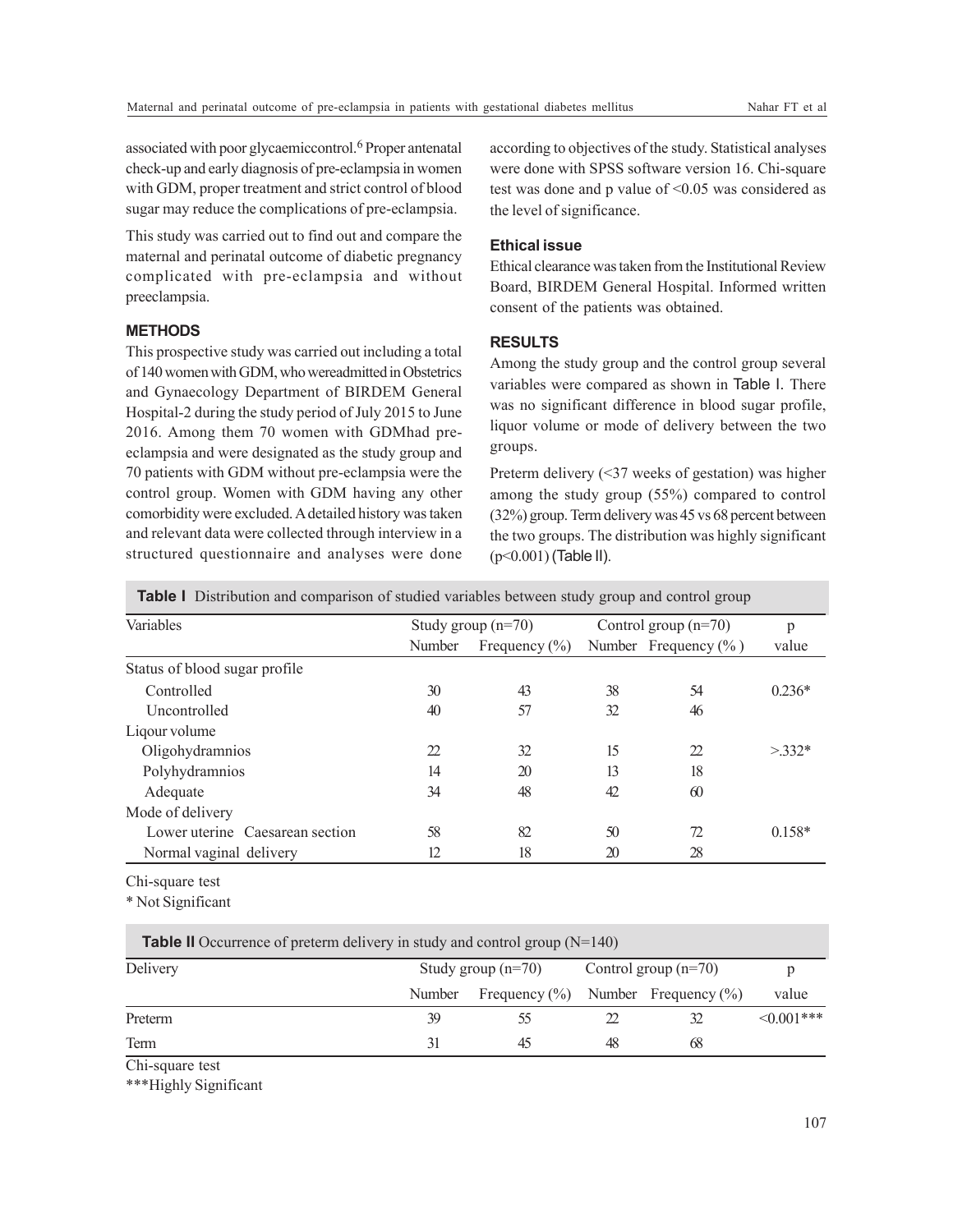associated with poor glycaemiccontrol.[6] Proper antenatal check-up and early diagnosis of pre-eclampsia in women with GDM, proper treatment and strict control of blood sugar may reduce the complications of pre-eclampsia.

This study was carried out to find out and compare the maternal and perinatal outcome of diabetic pregnancy complicated with pre-eclampsia and without preeclampsia.

## METHODS

This prospective study was carried out including a total of 140 women with GDM, who wereadmitted in Obstetrics and Gynaecology Department of BIRDEM General Hospital-2 during the study period of July 2015 to June 2016. Among them 70 women with GDMhad pre-eclampsia and were designated as the study group and 70 patients with GDM without pre-eclampsia were the control group. Women with GDM having any other comorbidity were excluded. A detailed history was taken and relevant data were collected through interview in a structured questionnaire and analyses were done according to objectives of the study. Statistical analyses were done with SPSS software version 16. Chi-square test was done and p value of <0.05 was considered as the level of significance.

### Ethical issue

Ethical clearance was taken from the Institutional Review Board, BIRDEM General Hospital. Informed written consent of the patients was obtained.

## RESULTS

Among the study group and the control group several variables were compared as shown in Table I. There was no significant difference in blood sugar profile, liquor volume or mode of delivery between the two groups.

Preterm delivery (<37 weeks of gestation) was higher among the study group (55%) compared to control (32%) group. Term delivery was 45 vs 68 percent between the two groups. The distribution was highly significant (p<0.001) (Table II).

**Table I** Distribution and comparison of studied variables between study group and control group

| Variables | Study group (n=70) | | Control group (n=70) | | p |
|---|---|---|---|---|---|
| | Number | Frequency (%) | Number | Frequency (% ) | value |
| Status of blood sugar profile | | | | | |
| Controlled | 30 | 43 | 38 | 54 | 0.236* |
| Uncontrolled | 40 | 57 | 32 | 46 | |
| Liqour volume | | | | | |
| Oligohydramnios | 22 | 32 | 15 | 22 | >.332* |
| Polyhydramnios | 14 | 20 | 13 | 18 | |
| Adequate | 34 | 48 | 42 | 60 | |
| Mode of delivery | | | | | |
| Lower uterine Caesarean section | 58 | 82 | 50 | 72 | 0.158* |
| Normal vaginal delivery | 12 | 18 | 20 | 28 | |

Chi-square test

* Not Significant

**Table II** Occurrence of preterm delivery in study and control group (N=140)

| Delivery | Study group (n=70) | | Control group (n=70) | | p |
|---|---|---|---|---|---|
| | Number | Frequency (%) | Number | Frequency (%) | value |
| Preterm | 39 | 55 | 22 | 32 | <0.001*** |
| Term | 31 | 45 | 48 | 68 | |

Chi-square test

***Highly Significant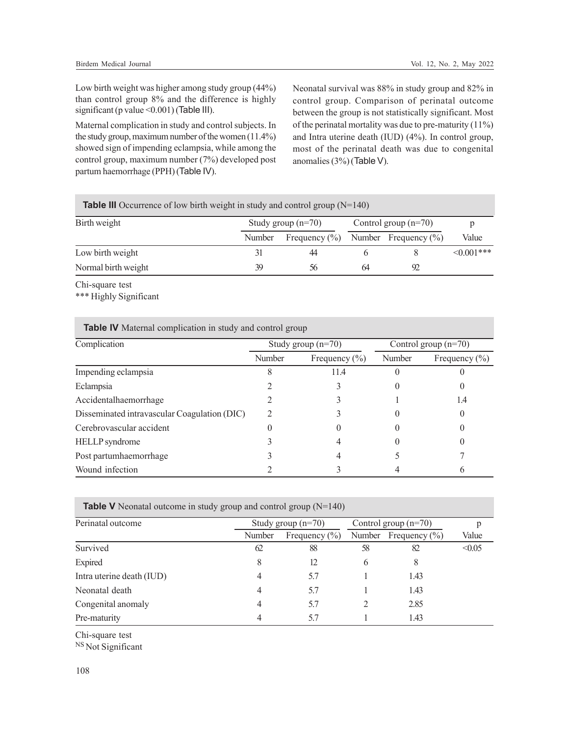Low birth weight was higher among study group (44%) than control group 8% and the difference is highly significant (p value <0.001) (Table III).

Maternal complication in study and control subjects. In the study group, maximum number of the women (11.4%) showed sign of impending eclampsia, while among the control group, maximum number (7%) developed post partum haemorrhage (PPH) (Table IV).

Neonatal survival was 88% in study group and 82% in control group. Comparison of perinatal outcome between the group is not statistically significant. Most of the perinatal mortality was due to pre-maturity (11%) and Intra uterine death (IUD) (4%). In control group, most of the perinatal death was due to congenital anomalies (3%) (Table V).

**Table III** Occurrence of low birth weight in study and control group (N=140)

| Birth weight | Study group (n=70) | | Control group (n=70) | | p |
|---|---|---|---|---|---|
| | Number | Frequency (%) | Number | Frequency (%) | Value |
| Low birth weight | 31 | 44 | 6 | 8 | <0.001*** |
| Normal birth weight | 39 | 56 | 64 | 92 | |

Chi-square test
*** Highly Significant

**Table IV** Maternal complication in study and control group

| Complication | Study group (n=70) | | Control group (n=70) | |
|---|---|---|---|---|
| | Number | Frequency (%) | Number | Frequency (%) |
| Impending eclampsia | 8 | 11.4 | 0 | 0 |
| Eclampsia | 2 | 3 | 0 | 0 |
| Accidentalhaemorrhage | 2 | 3 | 1 | 1.4 |
| Disseminated intravascular Coagulation (DIC) | 2 | 3 | 0 | 0 |
| Cerebrovascular accident | 0 | 0 | 0 | 0 |
| HELLP syndrome | 3 | 4 | 0 | 0 |
| Post partumhaemorrhage | 3 | 4 | 5 | 7 |
| Wound infection | 2 | 3 | 4 | 6 |

**Table V** Neonatal outcome in study group and control group (N=140)

| Perinatal outcome | Study group (n=70) | | Control group (n=70) | | p |
|---|---|---|---|---|---|
| | Number | Frequency (%) | Number | Frequency (%) | Value |
| Survived | 62 | 88 | 58 | 82 | <0.05 |
| Expired | 8 | 12 | 6 | 8 | |
| Intra uterine death (IUD) | 4 | 5.7 | 1 | 1.43 | |
| Neonatal death | 4 | 5.7 | 1 | 1.43 | |
| Congenital anomaly | 4 | 5.7 | 2 | 2.85 | |
| Pre-maturity | 4 | 5.7 | 1 | 1.43 | |

Chi-square test
NS Not Significant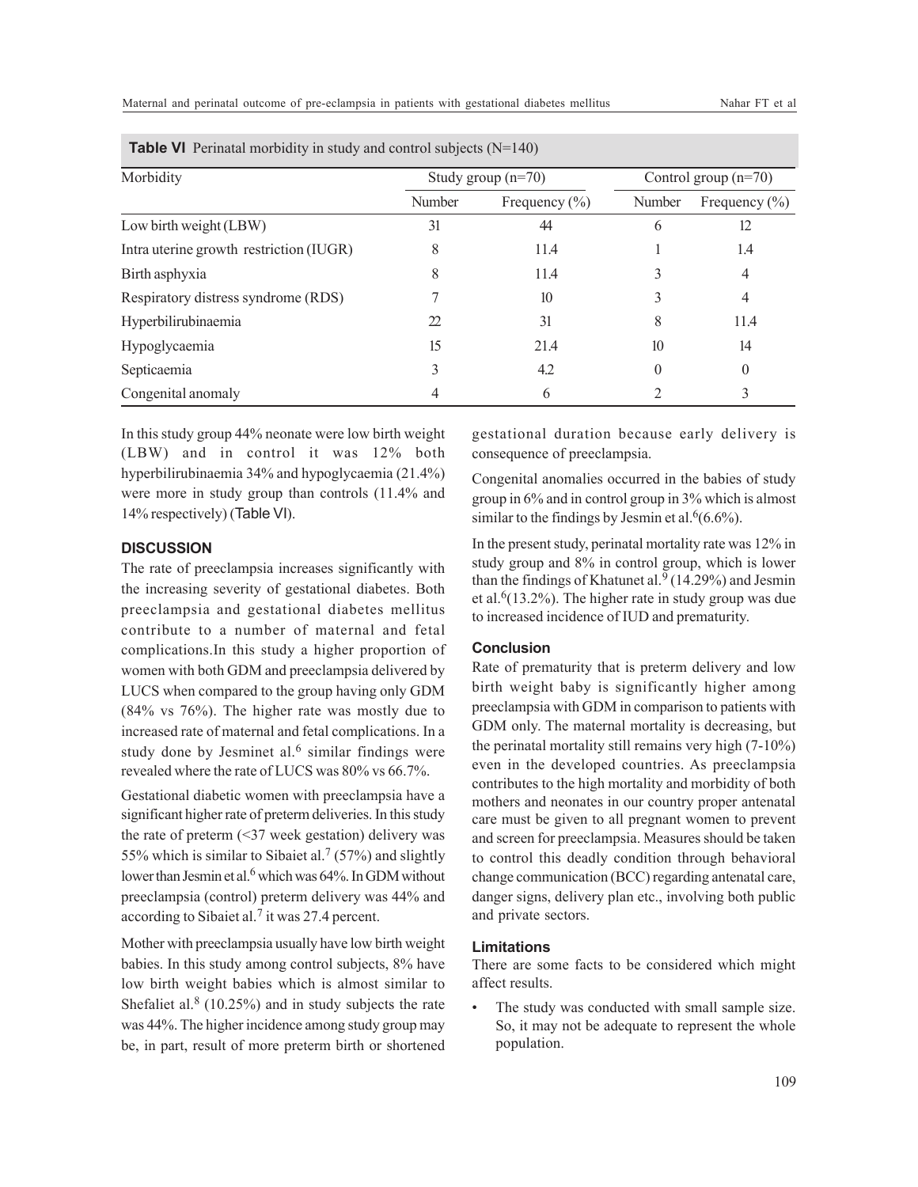**Table VI** Perinatal morbidity in study and control subjects (N=140)

| Morbidity | Study group (n=70) | | Control group (n=70) | |
|---|---|---|---|---|
| | Number | Frequency (%) | Number | Frequency (%) |
| Low birth weight (LBW) | 31 | 44 | 6 | 12 |
| Intra uterine growth restriction (IUGR) | 8 | 11.4 | 1 | 1.4 |
| Birth asphyxia | 8 | 11.4 | 3 | 4 |
| Respiratory distress syndrome (RDS) | 7 | 10 | 3 | 4 |
| Hyperbilirubinaemia | 22 | 31 | 8 | 11.4 |
| Hypoglycaemia | 15 | 21.4 | 10 | 14 |
| Septicaemia | 3 | 4.2 | 0 | 0 |
| Congenital anomaly | 4 | 6 | 2 | 3 |

In this study group 44% neonate were low birth weight (LBW) and in control it was 12% both hyperbilirubinaemia 34% and hypoglycaemia (21.4%) were more in study group than controls (11.4% and 14% respectively) (Table VI).

## DISCUSSION

The rate of preeclampsia increases significantly with the increasing severity of gestational diabetes. Both preeclampsia and gestational diabetes mellitus contribute to a number of maternal and fetal complications.In this study a higher proportion of women with both GDM and preeclampsia delivered by LUCS when compared to the group having only GDM (84% vs 76%). The higher rate was mostly due to increased rate of maternal and fetal complications. In a study done by Jesminet al.[6] similar findings were revealed where the rate of LUCS was 80% vs 66.7%.

Gestational diabetic women with preeclampsia have a significant higher rate of preterm deliveries. In this study the rate of preterm (<37 week gestation) delivery was 55% which is similar to Sibaiet al.[7] (57%) and slightly lower than Jesmin et al.[6] which was 64%. In GDM without preeclampsia (control) preterm delivery was 44% and according to Sibaiet al.[7] it was 27.4 percent.

Mother with preeclampsia usually have low birth weight babies. In this study among control subjects, 8% have low birth weight babies which is almost similar to Shefaliet al.[8] (10.25%) and in study subjects the rate was 44%. The higher incidence among study group may be, in part, result of more preterm birth or shortened gestational duration because early delivery is consequence of preeclampsia.

Congenital anomalies occurred in the babies of study group in 6% and in control group in 3% which is almost similar to the findings by Jesmin et al.[6](6.6%).

In the present study, perinatal mortality rate was 12% in study group and 8% in control group, which is lower than the findings of Khatunet al.[9] (14.29%) and Jesmin et al.[6](13.2%). The higher rate in study group was due to increased incidence of IUD and prematurity.

### Conclusion

Rate of prematurity that is preterm delivery and low birth weight baby is significantly higher among preeclampsia with GDM in comparison to patients with GDM only. The maternal mortality is decreasing, but the perinatal mortality still remains very high (7-10%) even in the developed countries. As preeclampsia contributes to the high mortality and morbidity of both mothers and neonates in our country proper antenatal care must be given to all pregnant women to prevent and screen for preeclampsia. Measures should be taken to control this deadly condition through behavioral change communication (BCC) regarding antenatal care, danger signs, delivery plan etc., involving both public and private sectors.

### Limitations

There are some facts to be considered which might affect results.

- The study was conducted with small sample size. So, it may not be adequate to represent the whole population.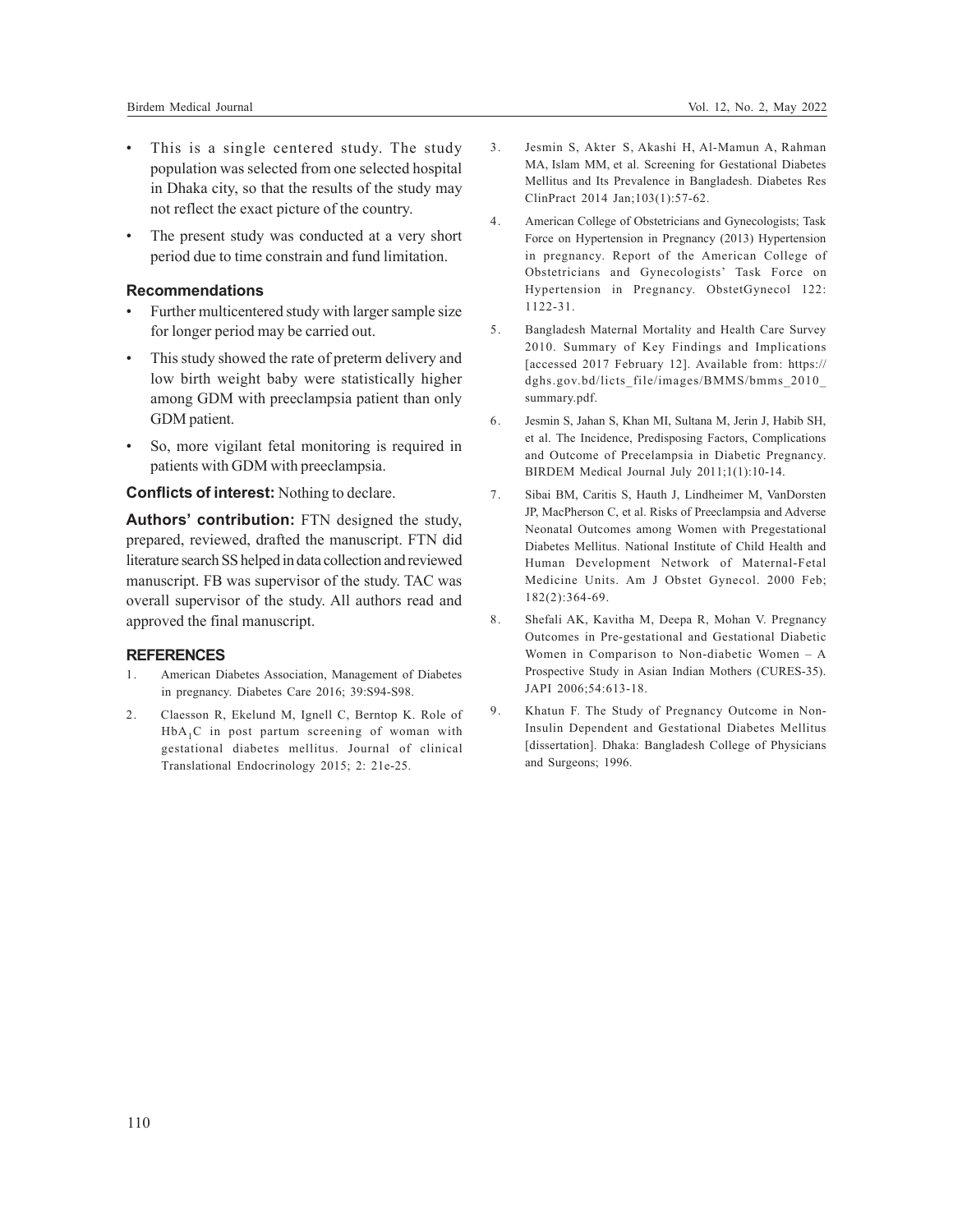- This is a single centered study. The study population was selected from one selected hospital in Dhaka city, so that the results of the study may not reflect the exact picture of the country.
- The present study was conducted at a very short period due to time constrain and fund limitation.

### Recommendations

- Further multicentered study with larger sample size for longer period may be carried out.
- This study showed the rate of preterm delivery and low birth weight baby were statistically higher among GDM with preeclampsia patient than only GDM patient.
- So, more vigilant fetal monitoring is required in patients with GDM with preeclampsia.

**Conflicts of interest:** Nothing to declare.

**Authors' contribution:** FTN designed the study, prepared, reviewed, drafted the manuscript. FTN did literature search SS helped in data collection and reviewed manuscript. FB was supervisor of the study. TAC was overall supervisor of the study. All authors read and approved the final manuscript.

### REFERENCES

1. American Diabetes Association, Management of Diabetes in pregnancy. Diabetes Care 2016; 39:S94-S98.
2. Claesson R, Ekelund M, Ignell C, Berntop K. Role of $HbA_1C$ in post partum screening of woman with gestational diabetes mellitus. Journal of clinical Translational Endocrinology 2015; 2: 21e-25.
3. Jesmin S, Akter S, Akashi H, Al-Mamun A, Rahman MA, Islam MM, et al. Screening for Gestational Diabetes Mellitus and Its Prevalence in Bangladesh. Diabetes Res ClinPract 2014 Jan;103(1):57-62.
4. American College of Obstetricians and Gynecologists; Task Force on Hypertension in Pregnancy (2013) Hypertension in pregnancy. Report of the American College of Obstetricians and Gynecologists' Task Force on Hypertension in Pregnancy. ObstetGynecol 122: 1122-31.
5. Bangladesh Maternal Mortality and Health Care Survey 2010. Summary of Key Findings and Implications [accessed 2017 February 12]. Available from: https://dghs.gov.bd/licts_file/images/BMMS/bmms_2010_summary.pdf.
6. Jesmin S, Jahan S, Khan MI, Sultana M, Jerin J, Habib SH, et al. The Incidence, Predisposing Factors, Complications and Outcome of Precelampsia in Diabetic Pregnancy. BIRDEM Medical Journal July 2011;1(1):10-14.
7. Sibai BM, Caritis S, Hauth J, Lindheimer M, VanDorsten JP, MacPherson C, et al. Risks of Preeclampsia and Adverse Neonatal Outcomes among Women with Pregestational Diabetes Mellitus. National Institute of Child Health and Human Development Network of Maternal-Fetal Medicine Units. Am J Obstet Gynecol. 2000 Feb; 182(2):364-69.
8. Shefali AK, Kavitha M, Deepa R, Mohan V. Pregnancy Outcomes in Pre-gestational and Gestational Diabetic Women in Comparison to Non-diabetic Women – A Prospective Study in Asian Indian Mothers (CURES-35). JAPI 2006;54:613-18.
9. Khatun F. The Study of Pregnancy Outcome in Non-Insulin Dependent and Gestational Diabetes Mellitus [dissertation]. Dhaka: Bangladesh College of Physicians and Surgeons; 1996.